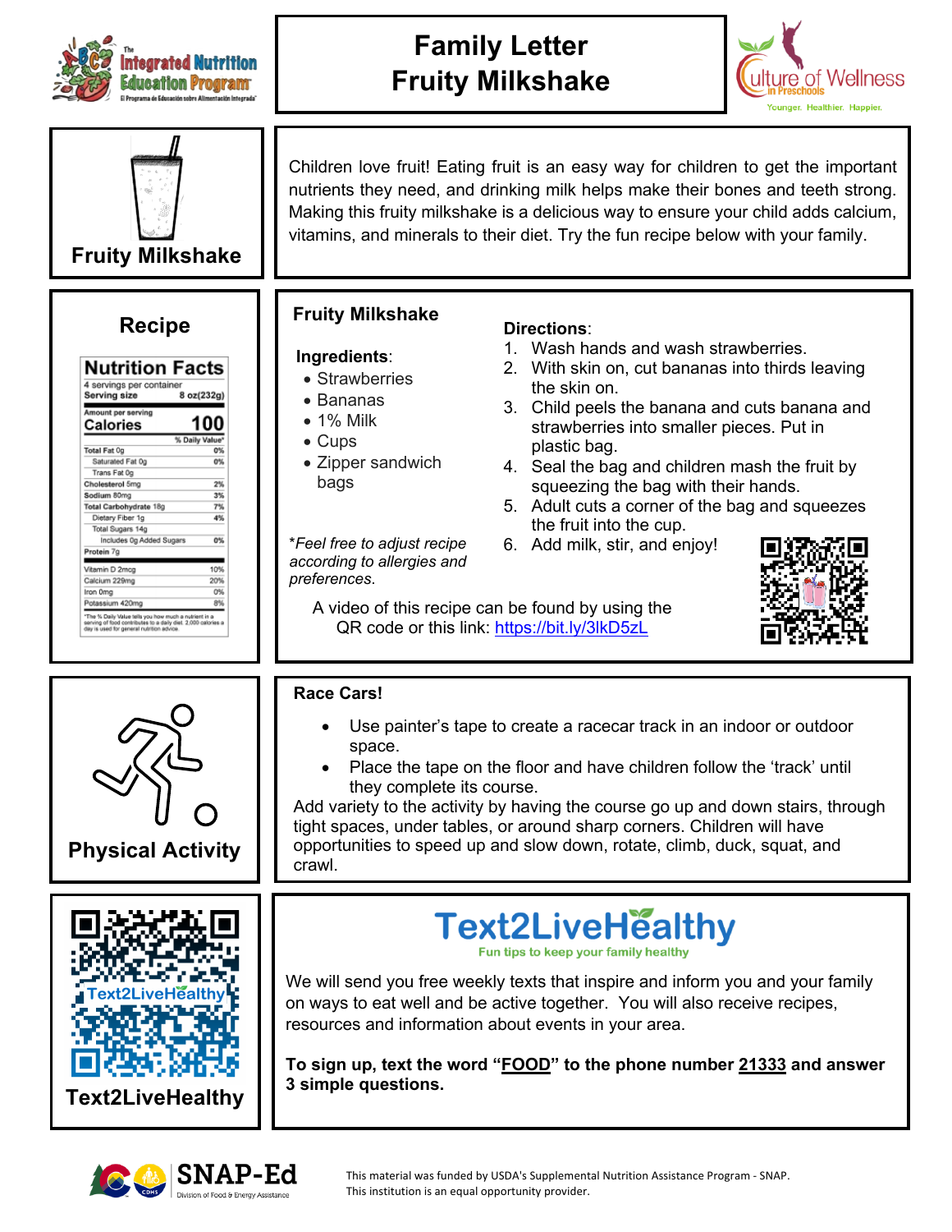# Family Letter
# Fruity Milkshake

**Fruity Milkshake**

Children love fruit! Eating fruit is an easy way for children to get the important nutrients they need, and drinking milk helps make their bones and teeth strong. Making this fruity milkshake is a delicious way to ensure your child adds calcium, vitamins, and minerals to their diet. Try the fun recipe below with your family.

## Recipe

**Nutrition Facts**

4 servings per container

| Serving size | 8 oz(232g) |
|---|---|
| **Amount per serving** | |
| **Calories** | **100** |
| | % Daily Value* |
| Total Fat 0g | 0% |
| Saturated Fat 0g | 0% |
| Trans Fat 0g | |
| Cholesterol 5mg | 2% |
| Sodium 80mg | 3% |
| Total Carbohydrate 18g | 7% |
| Dietary Fiber 1g | 4% |
| Total Sugars 14g | |
| Includes 0g Added Sugars | 0% |
| Protein 7g | |
| Vitamin D 2mcg | 10% |
| Calcium 229mg | 20% |
| Iron 0mg | 0% |
| Potassium 420mg | 8% |

*The % Daily Value tells you how much a nutrient in a serving of food contributes to a daily diet. 2,000 calories a day is used for general nutrition advice.

### Fruity Milkshake

**Ingredients**:
- Strawberries
- Bananas
- 1% Milk
- Cups
- Zipper sandwich bags

*\*Feel free to adjust recipe according to allergies and preferences.*

**Directions**:
1. Wash hands and wash strawberries.
2. With skin on, cut bananas into thirds leaving the skin on.
3. Child peels the banana and cuts banana and strawberries into smaller pieces. Put in plastic bag.
4. Seal the bag and children mash the fruit by squeezing the bag with their hands.
5. Adult cuts a corner of the bag and squeezes the fruit into the cup.
6. Add milk, stir, and enjoy!

A video of this recipe can be found by using the QR code or this link: https://bit.ly/3lkD5zL

## Physical Activity

**Race Cars!**

- Use painter's tape to create a racecar track in an indoor or outdoor space.
- Place the tape on the floor and have children follow the 'track' until they complete its course.

Add variety to the activity by having the course go up and down stairs, through tight spaces, under tables, or around sharp corners. Children will have opportunities to speed up and slow down, rotate, climb, duck, squat, and crawl.

## Text2LiveHealthy

**Text2LiveHealthy**

Fun tips to keep your family healthy

We will send you free weekly texts that inspire and inform you and your family on ways to eat well and be active together. You will also receive recipes, resources and information about events in your area.

**To sign up, text the word "FOOD" to the phone number 21333 and answer 3 simple questions.**

This material was funded by USDA's Supplemental Nutrition Assistance Program - SNAP.
This institution is an equal opportunity provider.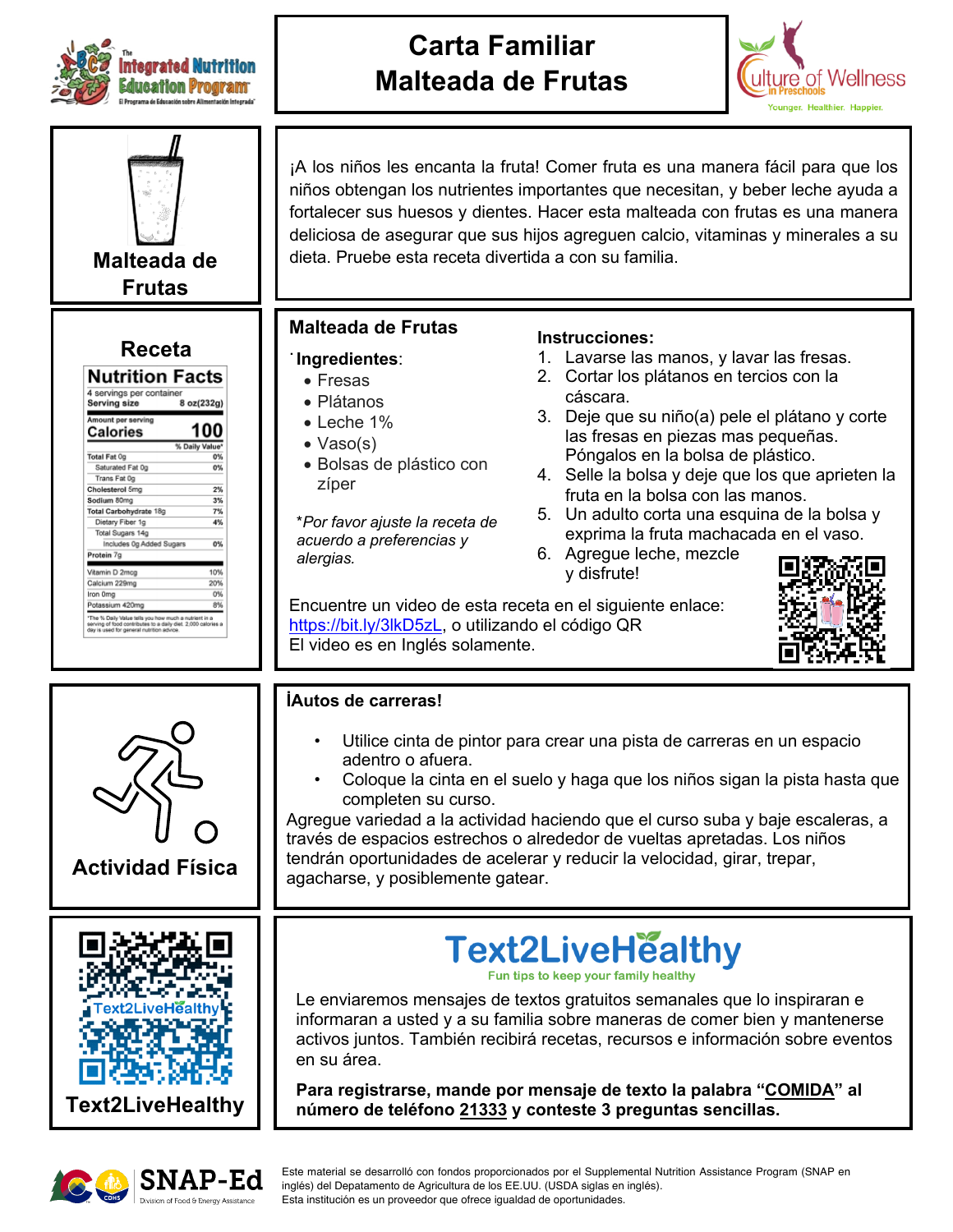# Carta Familiar
# Malteada de Frutas

**Malteada de Frutas**

¡A los niños les encanta la fruta! Comer fruta es una manera fácil para que los niños obtengan los nutrientes importantes que necesitan, y beber leche ayuda a fortalecer sus huesos y dientes. Hacer esta malteada con frutas es una manera deliciosa de asegurar que sus hijos agreguen calcio, vitaminas y minerales a su dieta. Pruebe esta receta divertida a con su familia.

## Receta

**Nutrition Facts**

4 servings per container

**Serving size** 8 oz(232g)

Amount per serving

**Calories** 100

| | % Daily Value* |
|---|---|
| Total Fat 0g | 0% |
| Saturated Fat 0g | 0% |
| Trans Fat 0g | |
| Cholesterol 5mg | 2% |
| Sodium 80mg | 3% |
| Total Carbohydrate 18g | 7% |
| Dietary Fiber 1g | 4% |
| Total Sugars 14g | |
| Includes 0g Added Sugars | 0% |
| Protein 7g | |
| Vitamin D 2mcg | 10% |
| Calcium 229mg | 20% |
| Iron 0mg | 0% |
| Potassium 420mg | 8% |

*The % Daily Value tells you how much a nutrient in a serving of food contributes to a daily diet. 2,000 calories a day is used for general nutrition advice.

### Malteada de Frutas

**Ingredientes**:
- Fresas
- Plátanos
- Leche 1%
- Vaso(s)
- Bolsas de plástico con zíper

*\*Por favor ajuste la receta de acuerdo a preferencias y alergias.*

**Instrucciones:**
1. Lavarse las manos, y lavar las fresas.
2. Cortar los plátanos en tercios con la cáscara.
3. Deje que su niño(a) pele el plátano y corte las fresas en piezas mas pequeñas. Póngalos en la bolsa de plástico.
4. Selle la bolsa y deje que los que aprieten la fruta en la bolsa con las manos.
5. Un adulto corta una esquina de la bolsa y exprima la fruta machacada en el vaso.
6. Agregue leche, mezcle y disfrute!

Encuentre un video de esta receta en el siguiente enlace: https://bit.ly/3lkD5zL, o utilizando el código QR
El video es en Inglés solamente.

## Actividad Física

**¡Autos de carreras!**

- Utilice cinta de pintor para crear una pista de carreras en un espacio adentro o afuera.
- Coloque la cinta en el suelo y haga que los niños sigan la pista hasta que completen su curso.

Agregue variedad a la actividad haciendo que el curso suba y baje escaleras, a través de espacios estrechos o alrededor de vueltas apretadas. Los niños tendrán oportunidades de acelerar y reducir la velocidad, girar, trepar, agacharse, y posiblemente gatear.

## Text2LiveHealthy

Fun tips to keep your family healthy

Le enviaremos mensajes de textos gratuitos semanales que lo inspiraran e informaran a usted y a su familia sobre maneras de comer bien y mantenerse activos juntos. También recibirá recetas, recursos e información sobre eventos en su área.

**Para registrarse, mande por mensaje de texto la palabra "COMIDA" al número de teléfono 21333 y conteste 3 preguntas sencillas.**

Este material se desarrolló con fondos proporcionados por el Supplemental Nutrition Assistance Program (SNAP en inglés) del Depatamento de Agricultura de los EE.UU. (USDA siglas en inglés).
Esta institución es un proveedor que ofrece igualdad de oportunidades.